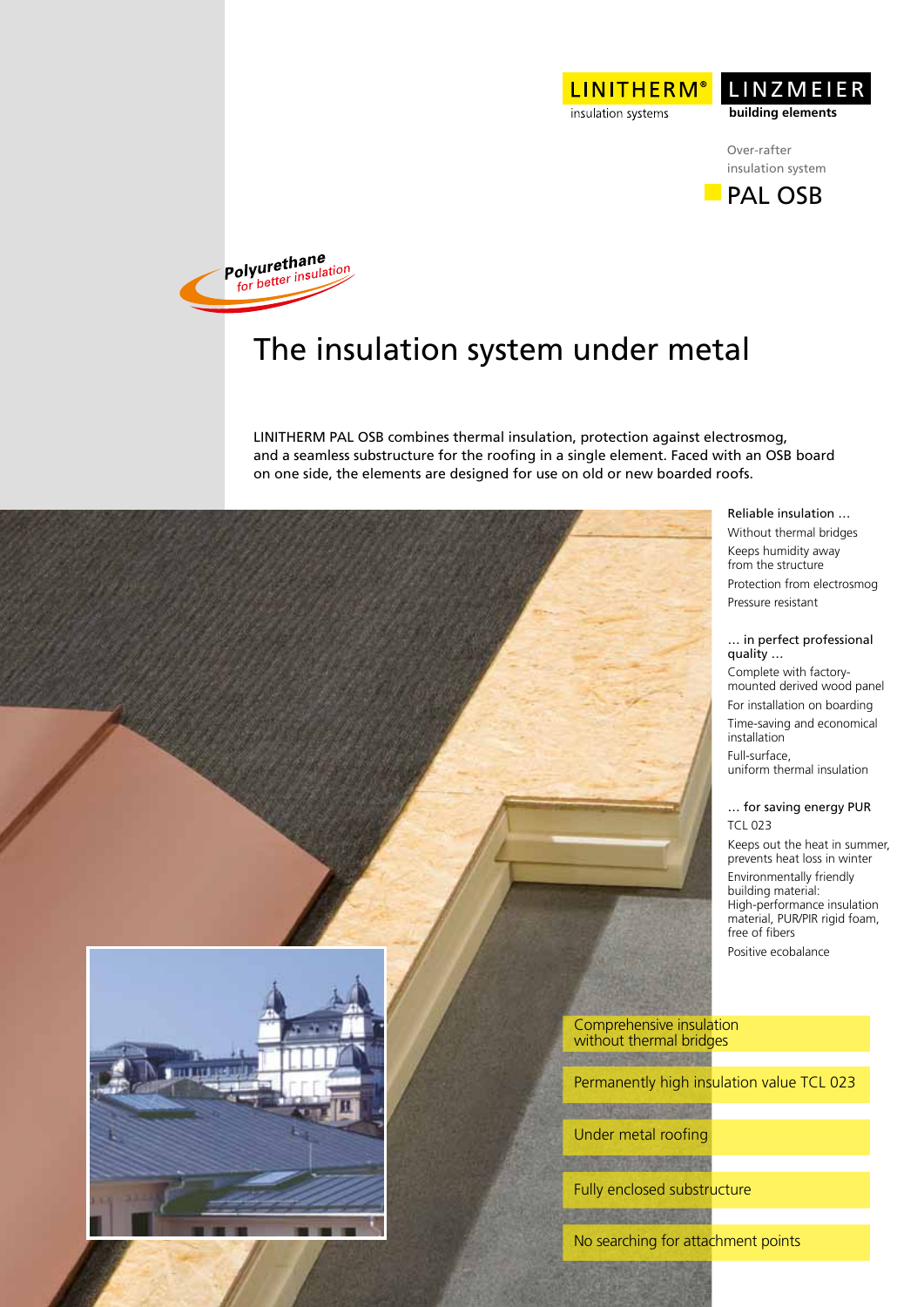LINITHERM® insulation systems

LINZMEIER building elements

Over-rafter insulation system

# PAL OSB

Polyurethane for better insulation

## The insulation system under metal

LINITHERM PAL OSB combines thermal insulation, protection against electrosmog, and a seamless substructure for the roofing in a single element. Faced with an OSB board on one side, the elements are designed for use on old or new boarded roofs.

**Reliable insulation …**

- Without thermal bridges
- Keeps humidity away from the structure
- Protection from electrosmog
- Pressure resistant

**… in perfect professional quality …**

- Complete with factory-mounted derived wood panel
- For installation on boarding
- Time-saving and economical installation
- Full-surface, uniform thermal insulation

**… for saving energy PUR TCL 023**

- Keeps out the heat in summer, prevents heat loss in winter
- Environmentally friendly building material: High-performance insulation material, PUR/PIR rigid foam, free of fibers
- Positive ecobalance

Comprehensive insulation without thermal bridges

Permanently high insulation value TCL 023

Under metal roofing

Fully enclosed substructure

No searching for attachment points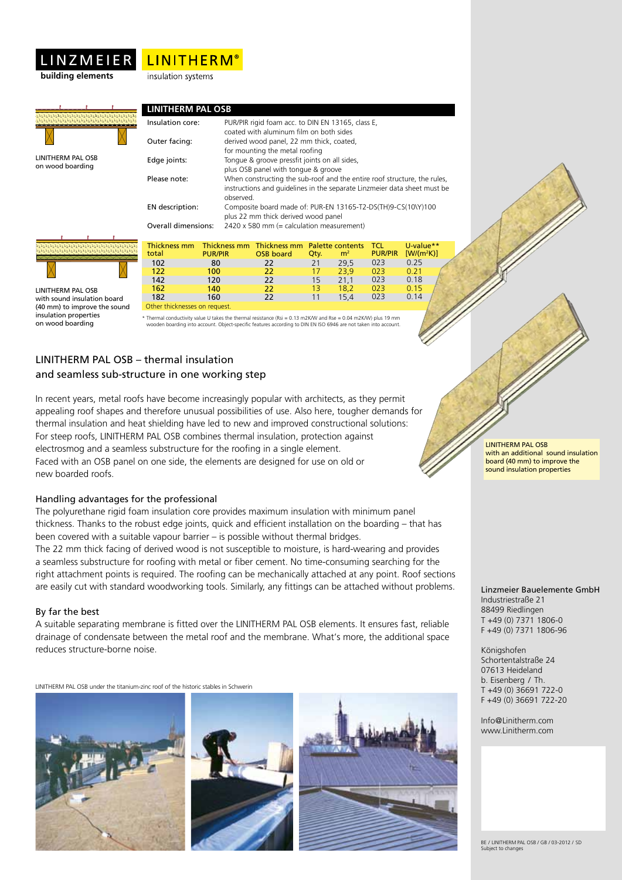LINZMEIER building elements

LINITHERM® insulation systems

LINITHERM PAL OSB on wood boarding

## LINITHERM PAL OSB

| | |
|---|---|
| Insulation core: | PUR/PIR rigid foam acc. to DIN EN 13165, class E, coated with aluminum film on both sides |
| Outer facing: | derived wood panel, 22 mm thick, coated, for mounting the metal roofing |
| Edge joints: | Tongue & groove pressfit joints on all sides, plus OSB panel with tongue & groove |
| Please note: | When constructing the sub-roof and the entire roof structure, the rules, instructions and guidelines in the separate Linzmeier data sheet must be observed. |
| EN description: | Composite board made of: PUR-EN 13165-T2-DS(TH)9-CS(10\Y)100 plus 22 mm thick derived wood panel |
| Overall dimensions: | 2420 x 580 mm (= calculation measurement) |

LINITHERM PAL OSB with sound insulation board (40 mm) to improve the sound insulation properties on wood boarding

| Thickness mm total | Thickness mm PUR/PIR | Thickness mm OSB board | Palette contents Qty. | Palette contents m² | TCL PUR/PIR | U-value** [W/(m²K)] |
|---|---|---|---|---|---|---|
| 102 | 80 | 22 | 21 | 29,5 | 023 | 0.25 |
| 122 | 100 | 22 | 17 | 23,9 | 023 | 0.21 |
| 142 | 120 | 22 | 15 | 21,1 | 023 | 0.18 |
| 162 | 140 | 22 | 13 | 18,2 | 023 | 0.15 |
| 182 | 160 | 22 | 11 | 15,4 | 023 | 0.14 |

Other thicknesses on request.

\* Thermal conductivity value U takes the thermal resistance (Rsi = 0.13 m2K/W and Rse = 0.04 m2K/W) plus 19 mm wooden boarding into account. Object-specific features according to DIN EN ISO 6946 are not taken into account.

## LINITHERM PAL OSB – thermal insulation and seamless sub-structure in one working step

In recent years, metal roofs have become increasingly popular with architects, as they permit appealing roof shapes and therefore unusual possibilities of use. Also here, tougher demands for thermal insulation and heat shielding have led to new and improved constructional solutions: For steep roofs, LINITHERM PAL OSB combines thermal insulation, protection against electrosmog and a seamless substructure for the roofing in a single element. Faced with an OSB panel on one side, the elements are designed for use on old or new boarded roofs.

LINITHERM PAL OSB with an additional sound insulation board (40 mm) to improve the sound insulation properties

### Handling advantages for the professional

The polyurethane rigid foam insulation core provides maximum insulation with minimum panel thickness. Thanks to the robust edge joints, quick and efficient installation on the boarding – that has been covered with a suitable vapour barrier – is possible without thermal bridges.
The 22 mm thick facing of derived wood is not susceptible to moisture, is hard-wearing and provides a seamless substructure for roofing with metal or fiber cement. No time-consuming searching for the right attachment points is required. The roofing can be mechanically attached at any point. Roof sections are easily cut with standard woodworking tools. Similarly, any fittings can be attached without problems.

### By far the best

A suitable separating membrane is fitted over the LINITHERM PAL OSB elements. It ensures fast, reliable drainage of condensate between the metal roof and the membrane. What's more, the additional space reduces structure-borne noise.

LINITHERM PAL OSB under the titanium-zinc roof of the historic stables in Schwerin

**Linzmeier Bauelemente GmbH**
Industriestraße 21
88499 Riedlingen
T +49 (0) 7371 1806-0
F +49 (0) 7371 1806-96

Königshofen
Schortentalstraße 24
07613 Heideland
b. Eisenberg / Th.
T +49 (0) 36691 722-0
F +49 (0) 36691 722-20

Info@Linitherm.com
www.Linitherm.com

BE / LINITHERM PAL OSB / GB / 03-2012 / SD
Subject to changes